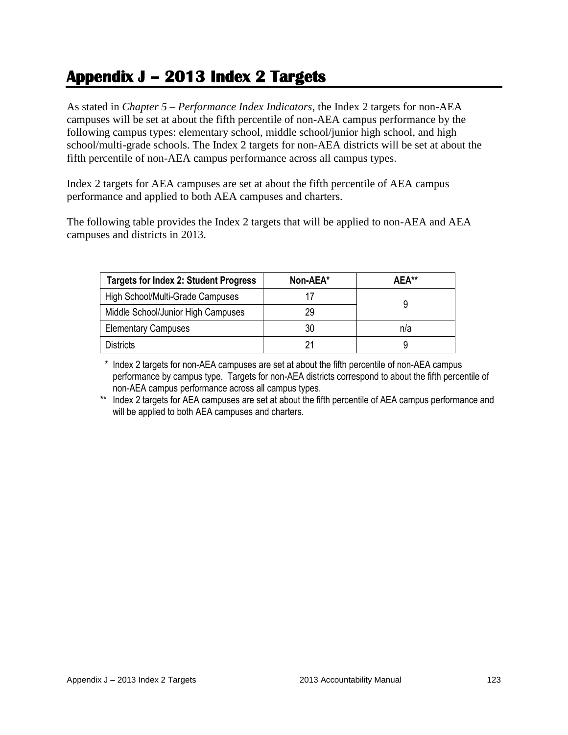# Appendix J – 2013 Index 2 Targets

As stated in *Chapter 5 – Performance Index Indicators*, the Index 2 targets for non-AEA campuses will be set at about the fifth percentile of non-AEA campus performance by the following campus types: elementary school, middle school/junior high school, and high school/multi-grade schools. The Index 2 targets for non-AEA districts will be set at about the fifth percentile of non-AEA campus performance across all campus types.

Index 2 targets for AEA campuses are set at about the fifth percentile of AEA campus performance and applied to both AEA campuses and charters.

The following table provides the Index 2 targets that will be applied to non-AEA and AEA campuses and districts in 2013.

| Targets for Index 2: Student Progress | Non-AEA* | AEA** |
|---|---|---|
| High School/Multi-Grade Campuses | 17 | 9 |
| Middle School/Junior High Campuses | 29 | |
| Elementary Campuses | 30 | n/a |
| Districts | 21 | 9 |

\* Index 2 targets for non-AEA campuses are set at about the fifth percentile of non-AEA campus performance by campus type. Targets for non-AEA districts correspond to about the fifth percentile of non-AEA campus performance across all campus types.

** Index 2 targets for AEA campuses are set at about the fifth percentile of AEA campus performance and will be applied to both AEA campuses and charters.